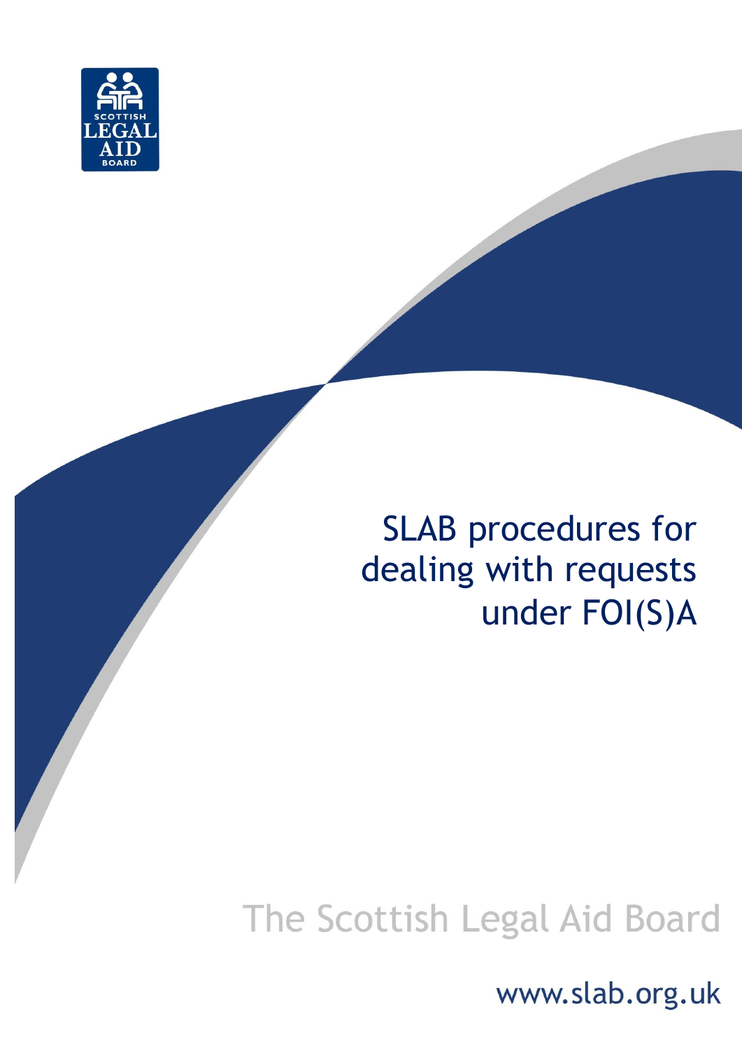SCOTTISH LEGAL AID BOARD

# SLAB procedures for dealing with requests under FOI(S)A

The Scottish Legal Aid Board

www.slab.org.uk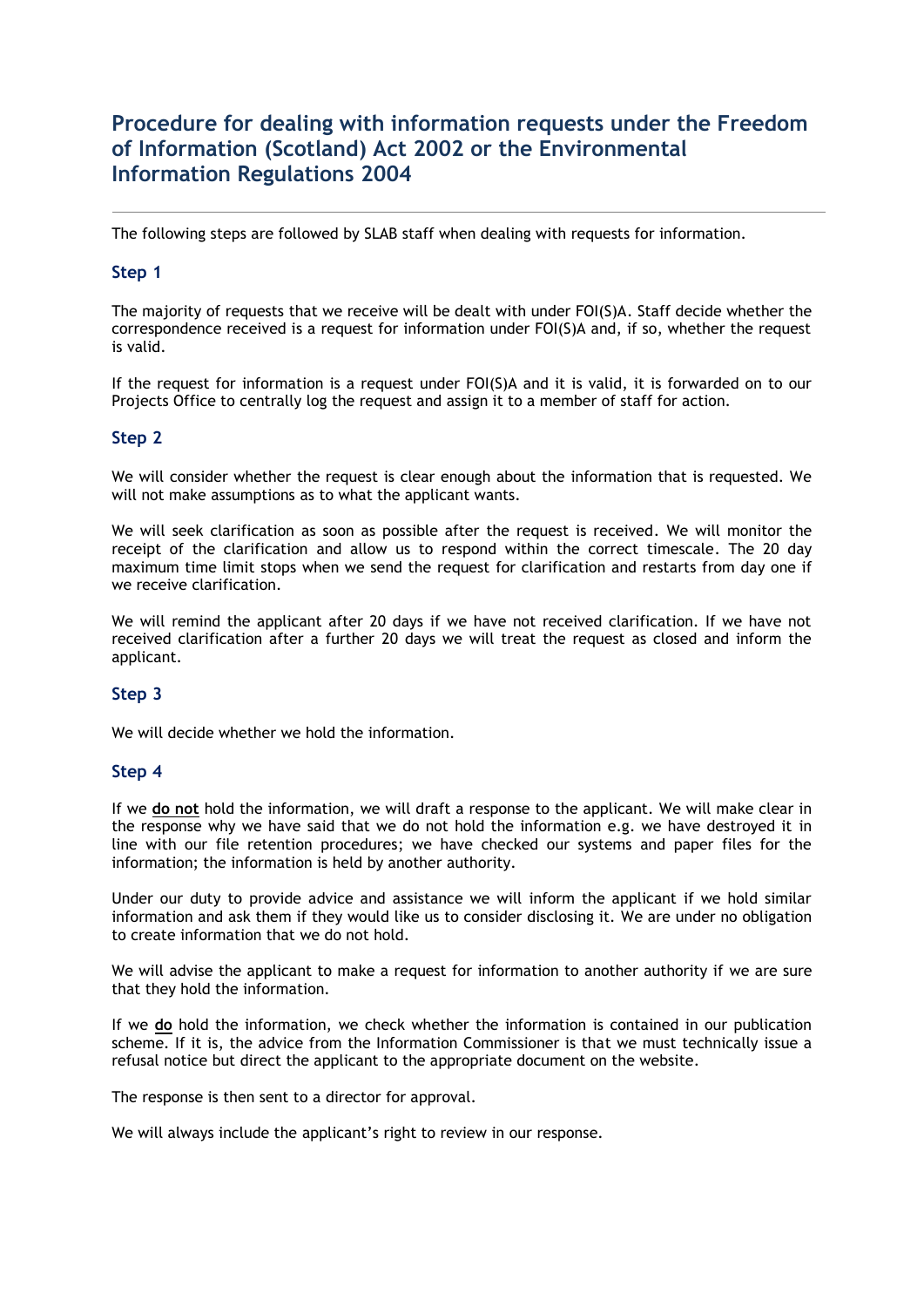# Procedure for dealing with information requests under the Freedom of Information (Scotland) Act 2002 or the Environmental Information Regulations 2004

---

The following steps are followed by SLAB staff when dealing with requests for information.

## Step 1

The majority of requests that we receive will be dealt with under FOI(S)A. Staff decide whether the correspondence received is a request for information under FOI(S)A and, if so, whether the request is valid.

If the request for information is a request under FOI(S)A and it is valid, it is forwarded on to our Projects Office to centrally log the request and assign it to a member of staff for action.

## Step 2

We will consider whether the request is clear enough about the information that is requested. We will not make assumptions as to what the applicant wants.

We will seek clarification as soon as possible after the request is received. We will monitor the receipt of the clarification and allow us to respond within the correct timescale. The 20 day maximum time limit stops when we send the request for clarification and restarts from day one if we receive clarification.

We will remind the applicant after 20 days if we have not received clarification. If we have not received clarification after a further 20 days we will treat the request as closed and inform the applicant.

## Step 3

We will decide whether we hold the information.

## Step 4

If we **do not** hold the information, we will draft a response to the applicant. We will make clear in the response why we have said that we do not hold the information e.g. we have destroyed it in line with our file retention procedures; we have checked our systems and paper files for the information; the information is held by another authority.

Under our duty to provide advice and assistance we will inform the applicant if we hold similar information and ask them if they would like us to consider disclosing it. We are under no obligation to create information that we do not hold.

We will advise the applicant to make a request for information to another authority if we are sure that they hold the information.

If we **do** hold the information, we check whether the information is contained in our publication scheme. If it is, the advice from the Information Commissioner is that we must technically issue a refusal notice but direct the applicant to the appropriate document on the website.

The response is then sent to a director for approval.

We will always include the applicant's right to review in our response.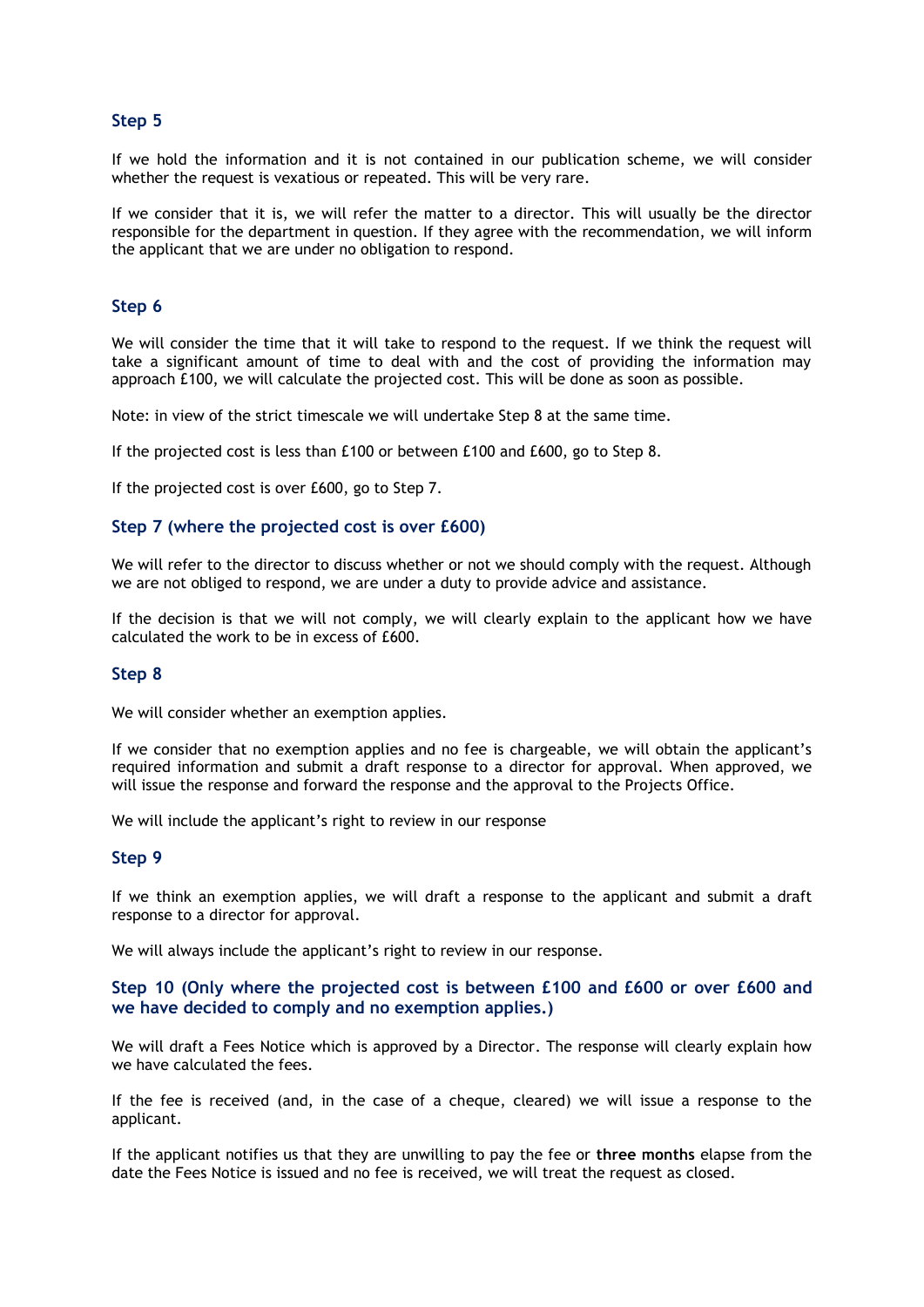## Step 5

If we hold the information and it is not contained in our publication scheme, we will consider whether the request is vexatious or repeated. This will be very rare.

If we consider that it is, we will refer the matter to a director. This will usually be the director responsible for the department in question. If they agree with the recommendation, we will inform the applicant that we are under no obligation to respond.

## Step 6

We will consider the time that it will take to respond to the request. If we think the request will take a significant amount of time to deal with and the cost of providing the information may approach £100, we will calculate the projected cost. This will be done as soon as possible.

Note: in view of the strict timescale we will undertake Step 8 at the same time.

If the projected cost is less than £100 or between £100 and £600, go to Step 8.

If the projected cost is over £600, go to Step 7.

## Step 7 (where the projected cost is over £600)

We will refer to the director to discuss whether or not we should comply with the request. Although we are not obliged to respond, we are under a duty to provide advice and assistance.

If the decision is that we will not comply, we will clearly explain to the applicant how we have calculated the work to be in excess of £600.

## Step 8

We will consider whether an exemption applies.

If we consider that no exemption applies and no fee is chargeable, we will obtain the applicant's required information and submit a draft response to a director for approval. When approved, we will issue the response and forward the response and the approval to the Projects Office.

We will include the applicant's right to review in our response

## Step 9

If we think an exemption applies, we will draft a response to the applicant and submit a draft response to a director for approval.

We will always include the applicant's right to review in our response.

## Step 10 (Only where the projected cost is between £100 and £600 or over £600 and we have decided to comply and no exemption applies.)

We will draft a Fees Notice which is approved by a Director. The response will clearly explain how we have calculated the fees.

If the fee is received (and, in the case of a cheque, cleared) we will issue a response to the applicant.

If the applicant notifies us that they are unwilling to pay the fee or **three months** elapse from the date the Fees Notice is issued and no fee is received, we will treat the request as closed.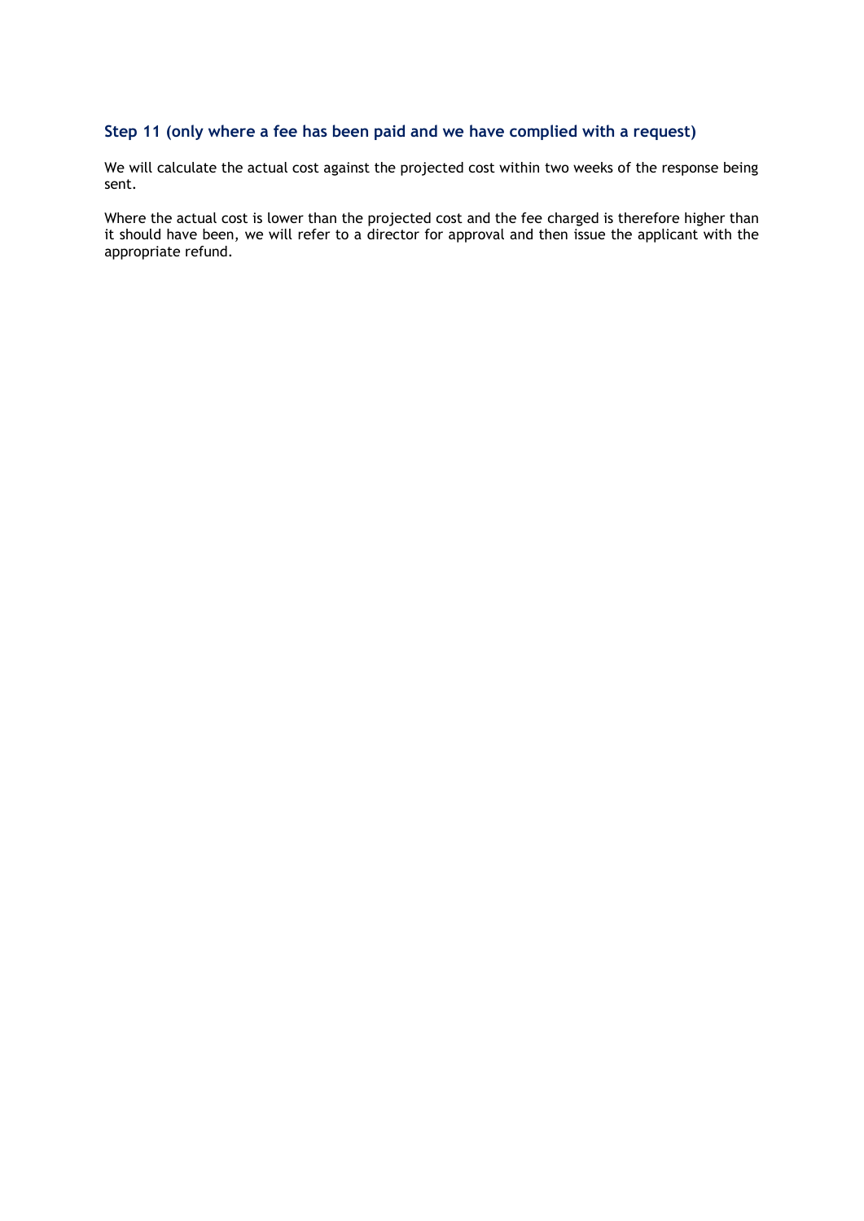### Step 11 (only where a fee has been paid and we have complied with a request)

We will calculate the actual cost against the projected cost within two weeks of the response being sent.

Where the actual cost is lower than the projected cost and the fee charged is therefore higher than it should have been, we will refer to a director for approval and then issue the applicant with the appropriate refund.